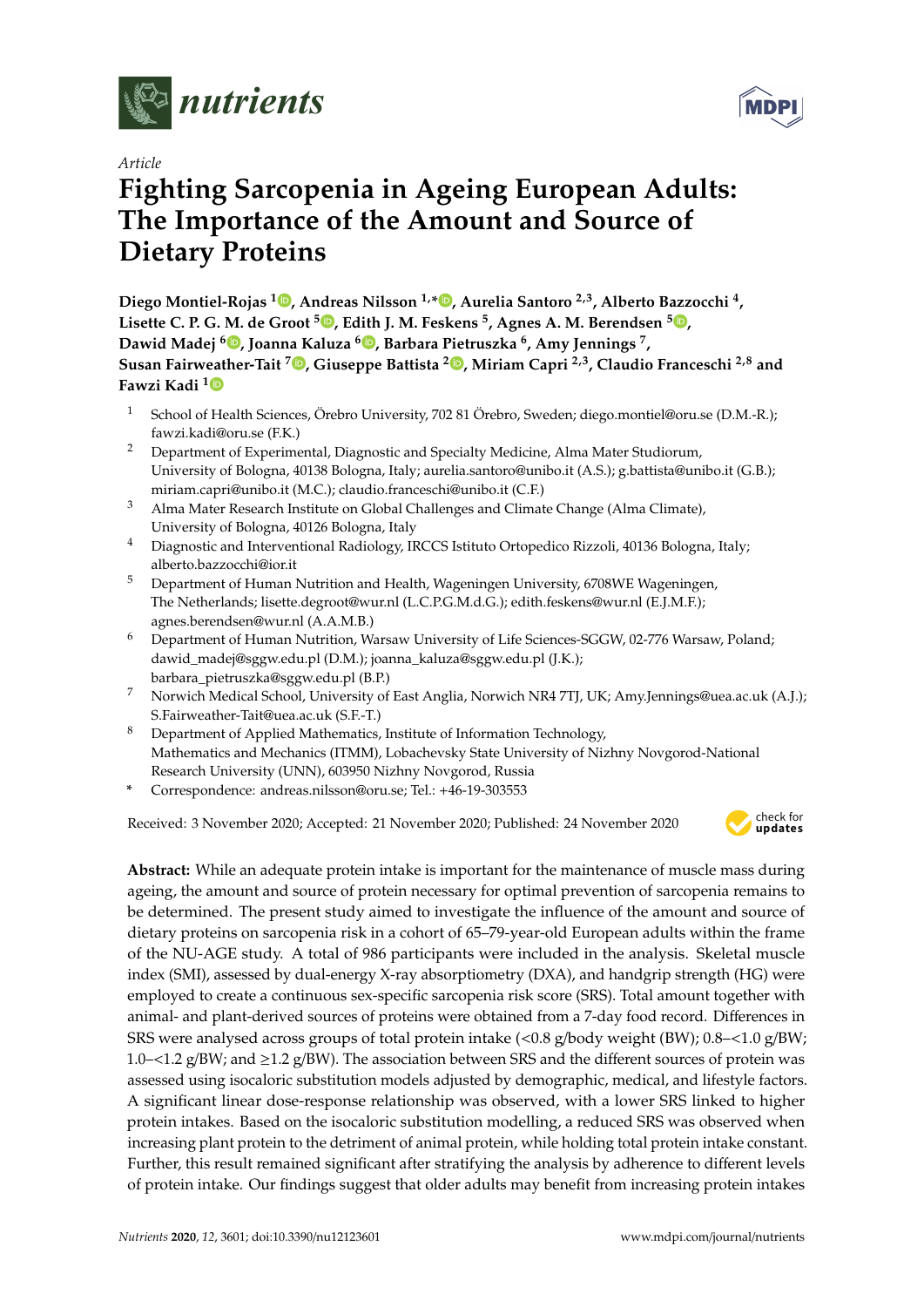*Article*

# Fighting Sarcopenia in Ageing European Adults: The Importance of the Amount and Source of Dietary Proteins

**Diego Montiel-Rojas [1], Andreas Nilsson [1,*], Aurelia Santoro [2,3], Alberto Bazzocchi [4], Lisette C. P. G. M. de Groot [5], Edith J. M. Feskens [5], Agnes A. M. Berendsen [5], Dawid Madej [6], Joanna Kaluza [6], Barbara Pietruszka [6], Amy Jennings [7], Susan Fairweather-Tait [7], Giuseppe Battista [2], Miriam Capri [2,3], Claudio Franceschi [2,8] and Fawzi Kadi [1]**

1. School of Health Sciences, Örebro University, 702 81 Örebro, Sweden; diego.montiel@oru.se (D.M.-R.); fawzi.kadi@oru.se (F.K.)
2. Department of Experimental, Diagnostic and Specialty Medicine, Alma Mater Studiorum, University of Bologna, 40138 Bologna, Italy; aurelia.santoro@unibo.it (A.S.); g.battista@unibo.it (G.B.); miriam.capri@unibo.it (M.C.); claudio.franceschi@unibo.it (C.F.)
3. Alma Mater Research Institute on Global Challenges and Climate Change (Alma Climate), University of Bologna, 40126 Bologna, Italy
4. Diagnostic and Interventional Radiology, IRCCS Istituto Ortopedico Rizzoli, 40136 Bologna, Italy; alberto.bazzocchi@ior.it
5. Department of Human Nutrition and Health, Wageningen University, 6708WE Wageningen, The Netherlands; lisette.degroot@wur.nl (L.C.P.G.M.d.G.); edith.feskens@wur.nl (E.J.M.F.); agnes.berendsen@wur.nl (A.A.M.B.)
6. Department of Human Nutrition, Warsaw University of Life Sciences-SGGW, 02-776 Warsaw, Poland; dawid_madej@sggw.edu.pl (D.M.); joanna_kaluza@sggw.edu.pl (J.K.); barbara_pietruszka@sggw.edu.pl (B.P.)
7. Norwich Medical School, University of East Anglia, Norwich NR4 7TJ, UK; Amy.Jennings@uea.ac.uk (A.J.); S.Fairweather-Tait@uea.ac.uk (S.F.-T.)
8. Department of Applied Mathematics, Institute of Information Technology, Mathematics and Mechanics (ITMM), Lobachevsky State University of Nizhny Novgorod-National Research University (UNN), 603950 Nizhny Novgorod, Russia

\* Correspondence: andreas.nilsson@oru.se; Tel.: +46-19-303553

Received: 3 November 2020; Accepted: 21 November 2020; Published: 24 November 2020

**Abstract:** While an adequate protein intake is important for the maintenance of muscle mass during ageing, the amount and source of protein necessary for optimal prevention of sarcopenia remains to be determined. The present study aimed to investigate the influence of the amount and source of dietary proteins on sarcopenia risk in a cohort of 65–79-year-old European adults within the frame of the NU-AGE study. A total of 986 participants were included in the analysis. Skeletal muscle index (SMI), assessed by dual-energy X-ray absorptiometry (DXA), and handgrip strength (HG) were employed to create a continuous sex-specific sarcopenia risk score (SRS). Total amount together with animal- and plant-derived sources of proteins were obtained from a 7-day food record. Differences in SRS were analysed across groups of total protein intake (<0.8 g/body weight (BW); 0.8–<1.0 g/BW; 1.0–<1.2 g/BW; and ≥1.2 g/BW). The association between SRS and the different sources of protein was assessed using isocaloric substitution models adjusted by demographic, medical, and lifestyle factors. A significant linear dose-response relationship was observed, with a lower SRS linked to higher protein intakes. Based on the isocaloric substitution modelling, a reduced SRS was observed when increasing plant protein to the detriment of animal protein, while holding total protein intake constant. Further, this result remained significant after stratifying the analysis by adherence to different levels of protein intake. Our findings suggest that older adults may benefit from increasing protein intakes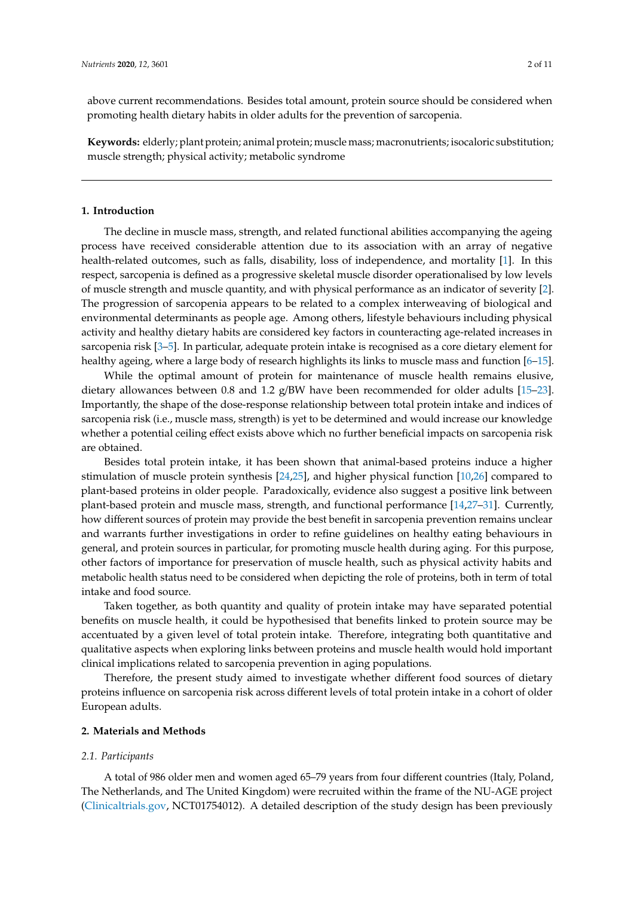above current recommendations. Besides total amount, protein source should be considered when promoting health dietary habits in older adults for the prevention of sarcopenia.

**Keywords:** elderly; plant protein; animal protein; muscle mass; macronutrients; isocaloric substitution; muscle strength; physical activity; metabolic syndrome

## 1. Introduction

The decline in muscle mass, strength, and related functional abilities accompanying the ageing process have received considerable attention due to its association with an array of negative health-related outcomes, such as falls, disability, loss of independence, and mortality [1]. In this respect, sarcopenia is defined as a progressive skeletal muscle disorder operationalised by low levels of muscle strength and muscle quantity, and with physical performance as an indicator of severity [2]. The progression of sarcopenia appears to be related to a complex interweaving of biological and environmental determinants as people age. Among others, lifestyle behaviours including physical activity and healthy dietary habits are considered key factors in counteracting age-related increases in sarcopenia risk [3–5]. In particular, adequate protein intake is recognised as a core dietary element for healthy ageing, where a large body of research highlights its links to muscle mass and function [6–15].

While the optimal amount of protein for maintenance of muscle health remains elusive, dietary allowances between 0.8 and 1.2 g/BW have been recommended for older adults [15–23]. Importantly, the shape of the dose-response relationship between total protein intake and indices of sarcopenia risk (i.e., muscle mass, strength) is yet to be determined and would increase our knowledge whether a potential ceiling effect exists above which no further beneficial impacts on sarcopenia risk are obtained.

Besides total protein intake, it has been shown that animal-based proteins induce a higher stimulation of muscle protein synthesis [24,25], and higher physical function [10,26] compared to plant-based proteins in older people. Paradoxically, evidence also suggest a positive link between plant-based protein and muscle mass, strength, and functional performance [14,27–31]. Currently, how different sources of protein may provide the best benefit in sarcopenia prevention remains unclear and warrants further investigations in order to refine guidelines on healthy eating behaviours in general, and protein sources in particular, for promoting muscle health during aging. For this purpose, other factors of importance for preservation of muscle health, such as physical activity habits and metabolic health status need to be considered when depicting the role of proteins, both in term of total intake and food source.

Taken together, as both quantity and quality of protein intake may have separated potential benefits on muscle health, it could be hypothesised that benefits linked to protein source may be accentuated by a given level of total protein intake. Therefore, integrating both quantitative and qualitative aspects when exploring links between proteins and muscle health would hold important clinical implications related to sarcopenia prevention in aging populations.

Therefore, the present study aimed to investigate whether different food sources of dietary proteins influence on sarcopenia risk across different levels of total protein intake in a cohort of older European adults.

## 2. Materials and Methods

### 2.1. Participants

A total of 986 older men and women aged 65–79 years from four different countries (Italy, Poland, The Netherlands, and The United Kingdom) were recruited within the frame of the NU-AGE project (Clinicaltrials.gov, NCT01754012). A detailed description of the study design has been previously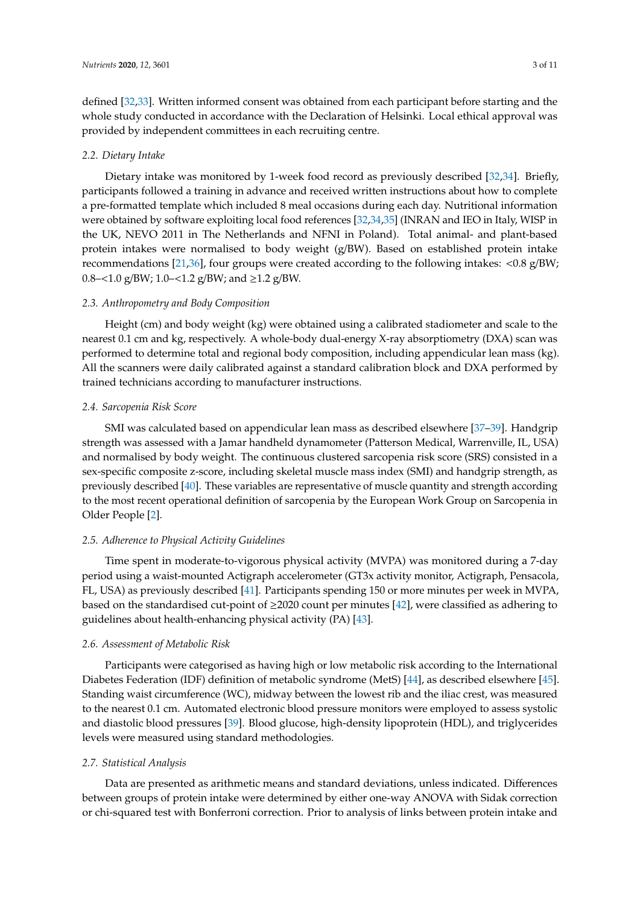defined [32,33]. Written informed consent was obtained from each participant before starting and the whole study conducted in accordance with the Declaration of Helsinki. Local ethical approval was provided by independent committees in each recruiting centre.

### 2.2. Dietary Intake

Dietary intake was monitored by 1-week food record as previously described [32,34]. Briefly, participants followed a training in advance and received written instructions about how to complete a pre-formatted template which included 8 meal occasions during each day. Nutritional information were obtained by software exploiting local food references [32,34,35] (INRAN and IEO in Italy, WISP in the UK, NEVO 2011 in The Netherlands and NFNI in Poland). Total animal- and plant-based protein intakes were normalised to body weight (g/BW). Based on established protein intake recommendations [21,36], four groups were created according to the following intakes: <0.8 g/BW; 0.8–<1.0 g/BW; 1.0–<1.2 g/BW; and ≥1.2 g/BW.

### 2.3. Anthropometry and Body Composition

Height (cm) and body weight (kg) were obtained using a calibrated stadiometer and scale to the nearest 0.1 cm and kg, respectively. A whole-body dual-energy X-ray absorptiometry (DXA) scan was performed to determine total and regional body composition, including appendicular lean mass (kg). All the scanners were daily calibrated against a standard calibration block and DXA performed by trained technicians according to manufacturer instructions.

### 2.4. Sarcopenia Risk Score

SMI was calculated based on appendicular lean mass as described elsewhere [37–39]. Handgrip strength was assessed with a Jamar handheld dynamometer (Patterson Medical, Warrenville, IL, USA) and normalised by body weight. The continuous clustered sarcopenia risk score (SRS) consisted in a sex-specific composite z-score, including skeletal muscle mass index (SMI) and handgrip strength, as previously described [40]. These variables are representative of muscle quantity and strength according to the most recent operational definition of sarcopenia by the European Work Group on Sarcopenia in Older People [2].

### 2.5. Adherence to Physical Activity Guidelines

Time spent in moderate-to-vigorous physical activity (MVPA) was monitored during a 7-day period using a waist-mounted Actigraph accelerometer (GT3x activity monitor, Actigraph, Pensacola, FL, USA) as previously described [41]. Participants spending 150 or more minutes per week in MVPA, based on the standardised cut-point of ≥2020 count per minutes [42], were classified as adhering to guidelines about health-enhancing physical activity (PA) [43].

### 2.6. Assessment of Metabolic Risk

Participants were categorised as having high or low metabolic risk according to the International Diabetes Federation (IDF) definition of metabolic syndrome (MetS) [44], as described elsewhere [45]. Standing waist circumference (WC), midway between the lowest rib and the iliac crest, was measured to the nearest 0.1 cm. Automated electronic blood pressure monitors were employed to assess systolic and diastolic blood pressures [39]. Blood glucose, high-density lipoprotein (HDL), and triglycerides levels were measured using standard methodologies.

### 2.7. Statistical Analysis

Data are presented as arithmetic means and standard deviations, unless indicated. Differences between groups of protein intake were determined by either one-way ANOVA with Sidak correction or chi-squared test with Bonferroni correction. Prior to analysis of links between protein intake and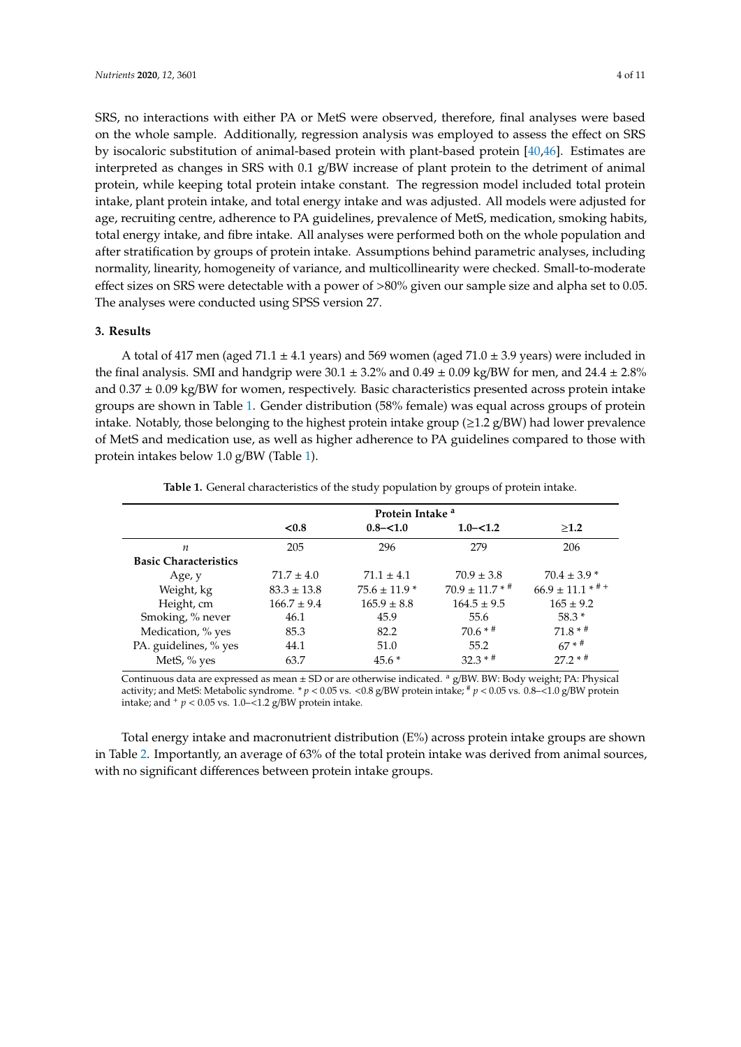SRS, no interactions with either PA or MetS were observed, therefore, final analyses were based on the whole sample. Additionally, regression analysis was employed to assess the effect on SRS by isocaloric substitution of animal-based protein with plant-based protein [40,46]. Estimates are interpreted as changes in SRS with 0.1 g/BW increase of plant protein to the detriment of animal protein, while keeping total protein intake constant. The regression model included total protein intake, plant protein intake, and total energy intake and was adjusted. All models were adjusted for age, recruiting centre, adherence to PA guidelines, prevalence of MetS, medication, smoking habits, total energy intake, and fibre intake. All analyses were performed both on the whole population and after stratification by groups of protein intake. Assumptions behind parametric analyses, including normality, linearity, homogeneity of variance, and multicollinearity were checked. Small-to-moderate effect sizes on SRS were detectable with a power of >80% given our sample size and alpha set to 0.05. The analyses were conducted using SPSS version 27.

## 3. Results

A total of 417 men (aged 71.1 ± 4.1 years) and 569 women (aged 71.0 ± 3.9 years) were included in the final analysis. SMI and handgrip were 30.1 ± 3.2% and 0.49 ± 0.09 kg/BW for men, and 24.4 ± 2.8% and 0.37 ± 0.09 kg/BW for women, respectively. Basic characteristics presented across protein intake groups are shown in Table 1. Gender distribution (58% female) was equal across groups of protein intake. Notably, those belonging to the highest protein intake group (≥1.2 g/BW) had lower prevalence of MetS and medication use, as well as higher adherence to PA guidelines compared to those with protein intakes below 1.0 g/BW (Table 1).

**Table 1.** General characteristics of the study population by groups of protein intake.

| | Protein Intake [a] | | | |
|---|---|---|---|---|
| | **<0.8** | **0.8–<1.0** | **1.0–<1.2** | **≥1.2** |
| *n* | 205 | 296 | 279 | 206 |
| **Basic Characteristics** | | | | |
| Age, y | 71.7 ± 4.0 | 71.1 ± 4.1 | 70.9 ± 3.8 | 70.4 ± 3.9 * |
| Weight, kg | 83.3 ± 13.8 | 75.6 ± 11.9 * | 70.9 ± 11.7 * # | 66.9 ± 11.1 * # + |
| Height, cm | 166.7 ± 9.4 | 165.9 ± 8.8 | 164.5 ± 9.5 | 165 ± 9.2 |
| Smoking, % never | 46.1 | 45.9 | 55.6 | 58.3 * |
| Medication, % yes | 85.3 | 82.2 | 70.6 * # | 71.8 * # |
| PA. guidelines, % yes | 44.1 | 51.0 | 55.2 | 67 * # |
| MetS, % yes | 63.7 | 45.6 * | 32.3 * # | 27.2 * # |

Continuous data are expressed as mean ± SD or are otherwise indicated. [a] g/BW. BW: Body weight; PA: Physical activity; and MetS: Metabolic syndrome. * $p < 0.05$ vs. <0.8 g/BW protein intake; # $p < 0.05$ vs. 0.8–<1.0 g/BW protein intake; and + $p < 0.05$ vs. 1.0–<1.2 g/BW protein intake.

Total energy intake and macronutrient distribution (E%) across protein intake groups are shown in Table 2. Importantly, an average of 63% of the total protein intake was derived from animal sources, with no significant differences between protein intake groups.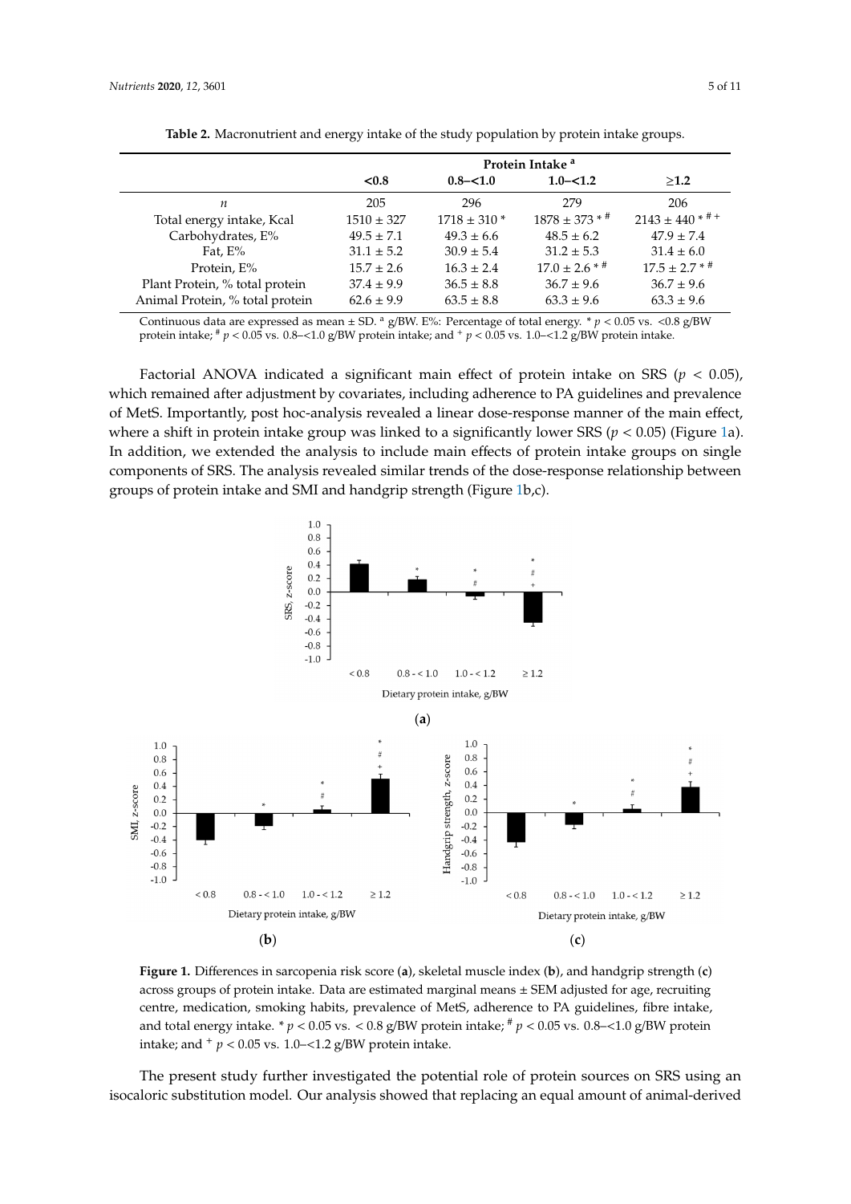**Table 2.** Macronutrient and energy intake of the study population by protein intake groups.

| | Protein Intake [a] | | | |
|---|---|---|---|---|
| | <0.8 | 0.8–<1.0 | 1.0–<1.2 | ≥1.2 |
| $n$ | 205 | 296 | 279 | 206 |
| Total energy intake, Kcal | 1510 ± 327 | 1718 ± 310 * | 1878 ± 373 * # | 2143 ± 440 * # + |
| Carbohydrates, E% | 49.5 ± 7.1 | 49.3 ± 6.6 | 48.5 ± 6.2 | 47.9 ± 7.4 |
| Fat, E% | 31.1 ± 5.2 | 30.9 ± 5.4 | 31.2 ± 5.3 | 31.4 ± 6.0 |
| Protein, E% | 15.7 ± 2.6 | 16.3 ± 2.4 | 17.0 ± 2.6 * # | 17.5 ± 2.7 * # |
| Plant Protein, % total protein | 37.4 ± 9.9 | 36.5 ± 8.8 | 36.7 ± 9.6 | 36.7 ± 9.6 |
| Animal Protein, % total protein | 62.6 ± 9.9 | 63.5 ± 8.8 | 63.3 ± 9.6 | 63.3 ± 9.6 |

Continuous data are expressed as mean ± SD. [a] g/BW. E%: Percentage of total energy. * $p < 0.05$ vs. <0.8 g/BW protein intake; # $p < 0.05$ vs. 0.8–<1.0 g/BW protein intake; and + $p < 0.05$ vs. 1.0–<1.2 g/BW protein intake.

Factorial ANOVA indicated a significant main effect of protein intake on SRS ($p < 0.05$), which remained after adjustment by covariates, including adherence to PA guidelines and prevalence of MetS. Importantly, post hoc-analysis revealed a linear dose-response manner of the main effect, where a shift in protein intake group was linked to a significantly lower SRS ($p < 0.05$) (Figure 1a). In addition, we extended the analysis to include main effects of protein intake groups on single components of SRS. The analysis revealed similar trends of the dose-response relationship between groups of protein intake and SMI and handgrip strength (Figure 1b,c).

**Figure 1.** Differences in sarcopenia risk score (**a**), skeletal muscle index (**b**), and handgrip strength (**c**) across groups of protein intake. Data are estimated marginal means ± SEM adjusted for age, recruiting centre, medication, smoking habits, prevalence of MetS, adherence to PA guidelines, fibre intake, and total energy intake. * $p < 0.05$ vs. < 0.8 g/BW protein intake; # $p < 0.05$ vs. 0.8–<1.0 g/BW protein intake; and + $p < 0.05$ vs. 1.0–<1.2 g/BW protein intake.

The present study further investigated the potential role of protein sources on SRS using an isocaloric substitution model. Our analysis showed that replacing an equal amount of animal-derived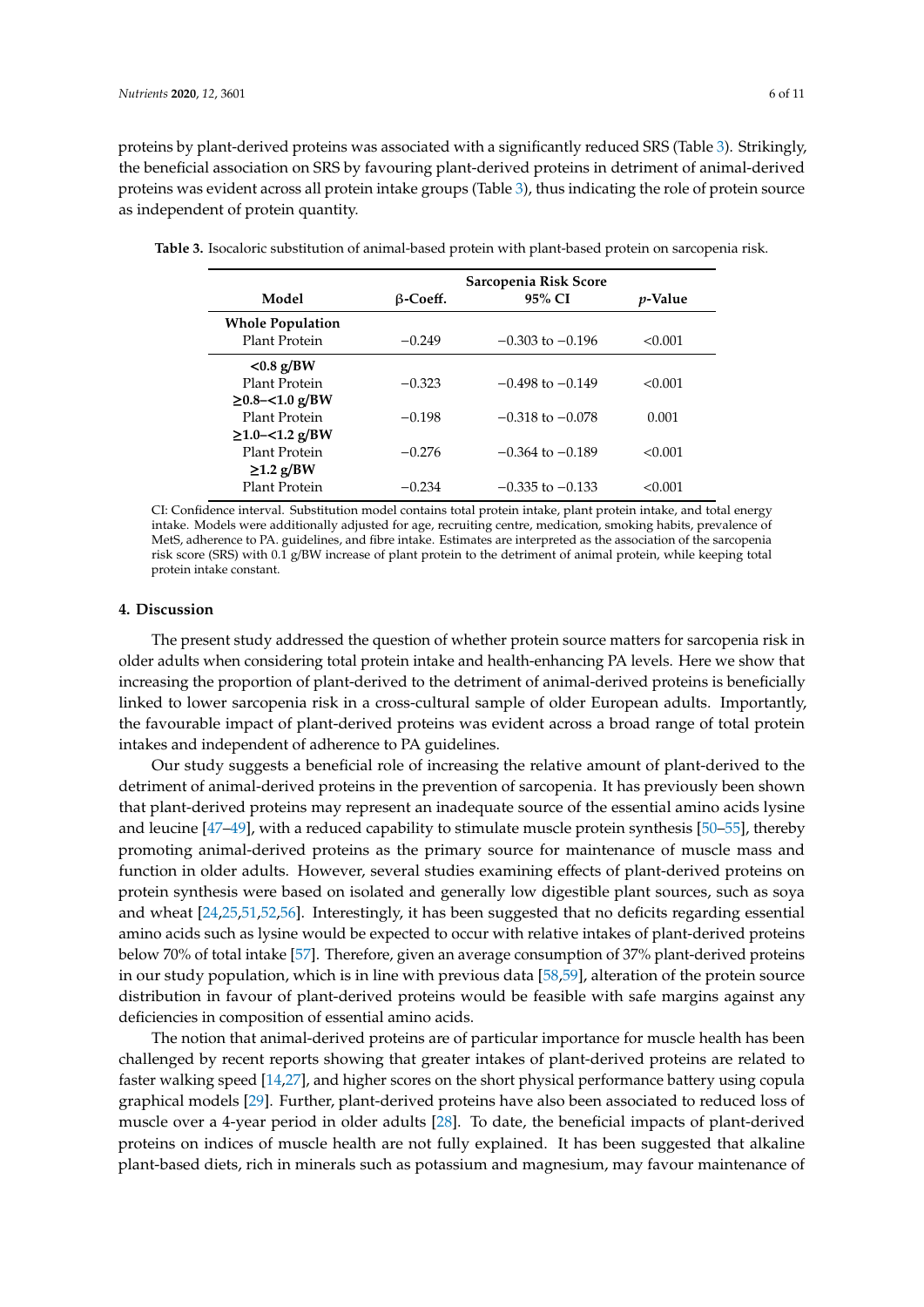proteins by plant-derived proteins was associated with a significantly reduced SRS (Table 3). Strikingly, the beneficial association on SRS by favouring plant-derived proteins in detriment of animal-derived proteins was evident across all protein intake groups (Table 3), thus indicating the role of protein source as independent of protein quantity.

**Table 3.** Isocaloric substitution of animal-based protein with plant-based protein on sarcopenia risk.

| Model | Sarcopenia Risk Score | | |
|---|---|---|---|
| | **β-Coeff.** | **95% CI** | ***p*-Value** |
| **Whole Population** | | | |
| Plant Protein | −0.249 | −0.303 to −0.196 | <0.001 |
| **<0.8 g/BW** | | | |
| Plant Protein | −0.323 | −0.498 to −0.149 | <0.001 |
| **≥0.8–<1.0 g/BW** | | | |
| Plant Protein | −0.198 | −0.318 to −0.078 | 0.001 |
| **≥1.0–<1.2 g/BW** | | | |
| Plant Protein | −0.276 | −0.364 to −0.189 | <0.001 |
| **≥1.2 g/BW** | | | |
| Plant Protein | −0.234 | −0.335 to −0.133 | <0.001 |

CI: Confidence interval. Substitution model contains total protein intake, plant protein intake, and total energy intake. Models were additionally adjusted for age, recruiting centre, medication, smoking habits, prevalence of MetS, adherence to PA. guidelines, and fibre intake. Estimates are interpreted as the association of the sarcopenia risk score (SRS) with 0.1 g/BW increase of plant protein to the detriment of animal protein, while keeping total protein intake constant.

## 4. Discussion

The present study addressed the question of whether protein source matters for sarcopenia risk in older adults when considering total protein intake and health-enhancing PA levels. Here we show that increasing the proportion of plant-derived to the detriment of animal-derived proteins is beneficially linked to lower sarcopenia risk in a cross-cultural sample of older European adults. Importantly, the favourable impact of plant-derived proteins was evident across a broad range of total protein intakes and independent of adherence to PA guidelines.

Our study suggests a beneficial role of increasing the relative amount of plant-derived to the detriment of animal-derived proteins in the prevention of sarcopenia. It has previously been shown that plant-derived proteins may represent an inadequate source of the essential amino acids lysine and leucine [47–49], with a reduced capability to stimulate muscle protein synthesis [50–55], thereby promoting animal-derived proteins as the primary source for maintenance of muscle mass and function in older adults. However, several studies examining effects of plant-derived proteins on protein synthesis were based on isolated and generally low digestible plant sources, such as soya and wheat [24,25,51,52,56]. Interestingly, it has been suggested that no deficits regarding essential amino acids such as lysine would be expected to occur with relative intakes of plant-derived proteins below 70% of total intake [57]. Therefore, given an average consumption of 37% plant-derived proteins in our study population, which is in line with previous data [58,59], alteration of the protein source distribution in favour of plant-derived proteins would be feasible with safe margins against any deficiencies in composition of essential amino acids.

The notion that animal-derived proteins are of particular importance for muscle health has been challenged by recent reports showing that greater intakes of plant-derived proteins are related to faster walking speed [14,27], and higher scores on the short physical performance battery using copula graphical models [29]. Further, plant-derived proteins have also been associated to reduced loss of muscle over a 4-year period in older adults [28]. To date, the beneficial impacts of plant-derived proteins on indices of muscle health are not fully explained. It has been suggested that alkaline plant-based diets, rich in minerals such as potassium and magnesium, may favour maintenance of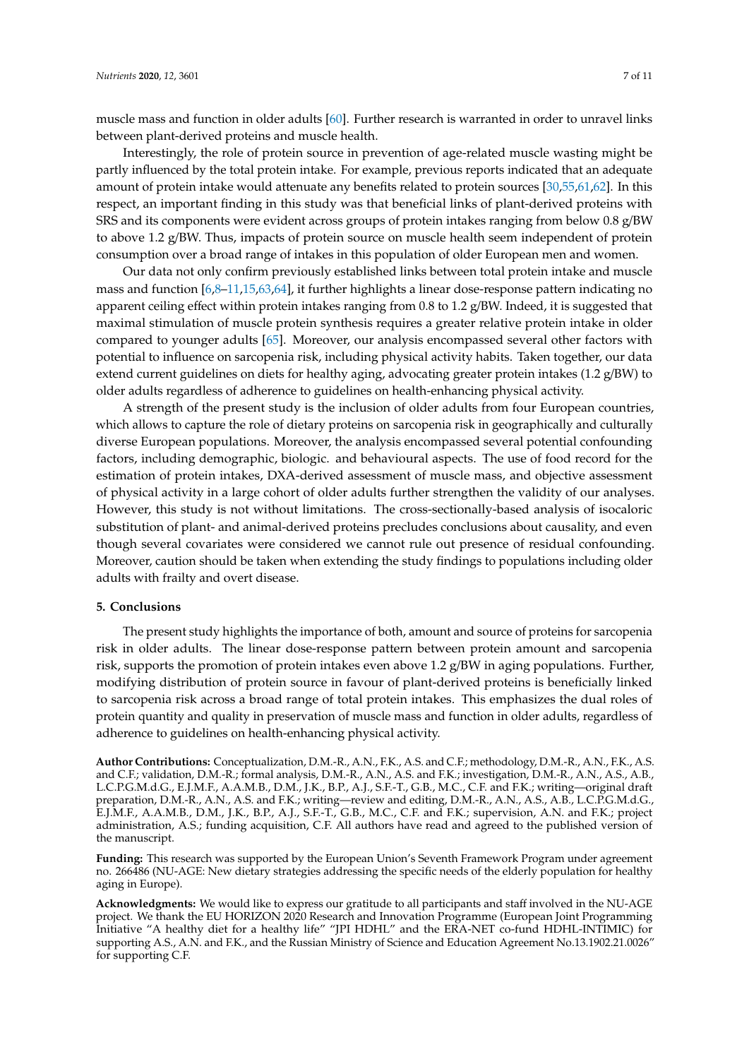muscle mass and function in older adults [60]. Further research is warranted in order to unravel links between plant-derived proteins and muscle health.

Interestingly, the role of protein source in prevention of age-related muscle wasting might be partly influenced by the total protein intake. For example, previous reports indicated that an adequate amount of protein intake would attenuate any benefits related to protein sources [30,55,61,62]. In this respect, an important finding in this study was that beneficial links of plant-derived proteins with SRS and its components were evident across groups of protein intakes ranging from below 0.8 g/BW to above 1.2 g/BW. Thus, impacts of protein source on muscle health seem independent of protein consumption over a broad range of intakes in this population of older European men and women.

Our data not only confirm previously established links between total protein intake and muscle mass and function [6,8–11,15,63,64], it further highlights a linear dose-response pattern indicating no apparent ceiling effect within protein intakes ranging from 0.8 to 1.2 g/BW. Indeed, it is suggested that maximal stimulation of muscle protein synthesis requires a greater relative protein intake in older compared to younger adults [65]. Moreover, our analysis encompassed several other factors with potential to influence on sarcopenia risk, including physical activity habits. Taken together, our data extend current guidelines on diets for healthy aging, advocating greater protein intakes (1.2 g/BW) to older adults regardless of adherence to guidelines on health-enhancing physical activity.

A strength of the present study is the inclusion of older adults from four European countries, which allows to capture the role of dietary proteins on sarcopenia risk in geographically and culturally diverse European populations. Moreover, the analysis encompassed several potential confounding factors, including demographic, biologic. and behavioural aspects. The use of food record for the estimation of protein intakes, DXA-derived assessment of muscle mass, and objective assessment of physical activity in a large cohort of older adults further strengthen the validity of our analyses. However, this study is not without limitations. The cross-sectionally-based analysis of isocaloric substitution of plant- and animal-derived proteins precludes conclusions about causality, and even though several covariates were considered we cannot rule out presence of residual confounding. Moreover, caution should be taken when extending the study findings to populations including older adults with frailty and overt disease.

## 5. Conclusions

The present study highlights the importance of both, amount and source of proteins for sarcopenia risk in older adults. The linear dose-response pattern between protein amount and sarcopenia risk, supports the promotion of protein intakes even above 1.2 g/BW in aging populations. Further, modifying distribution of protein source in favour of plant-derived proteins is beneficially linked to sarcopenia risk across a broad range of total protein intakes. This emphasizes the dual roles of protein quantity and quality in preservation of muscle mass and function in older adults, regardless of adherence to guidelines on health-enhancing physical activity.

**Author Contributions:** Conceptualization, D.M.-R., A.N., F.K., A.S. and C.F.; methodology, D.M.-R., A.N., F.K., A.S. and C.F.; validation, D.M.-R.; formal analysis, D.M.-R., A.N., A.S. and F.K.; investigation, D.M.-R., A.N., A.S., A.B., L.C.P.G.M.d.G., E.J.M.F., A.A.M.B., D.M., J.K., B.P., A.J., S.F.-T., G.B., M.C., C.F. and F.K.; writing—original draft preparation, D.M.-R., A.N., A.S. and F.K.; writing—review and editing, D.M.-R., A.N., A.S., A.B., L.C.P.G.M.d.G., E.J.M.F., A.A.M.B., D.M., J.K., B.P., A.J., S.F.-T., G.B., M.C., C.F. and F.K.; supervision, A.N. and F.K.; project administration, A.S.; funding acquisition, C.F. All authors have read and agreed to the published version of the manuscript.

**Funding:** This research was supported by the European Union's Seventh Framework Program under agreement no. 266486 (NU-AGE: New dietary strategies addressing the specific needs of the elderly population for healthy aging in Europe).

**Acknowledgments:** We would like to express our gratitude to all participants and staff involved in the NU-AGE project. We thank the EU HORIZON 2020 Research and Innovation Programme (European Joint Programming Initiative "A healthy diet for a healthy life" "JPI HDHL" and the ERA-NET co-fund HDHL-INTIMIC) for supporting A.S., A.N. and F.K., and the Russian Ministry of Science and Education Agreement No.13.1902.21.0026" for supporting C.F.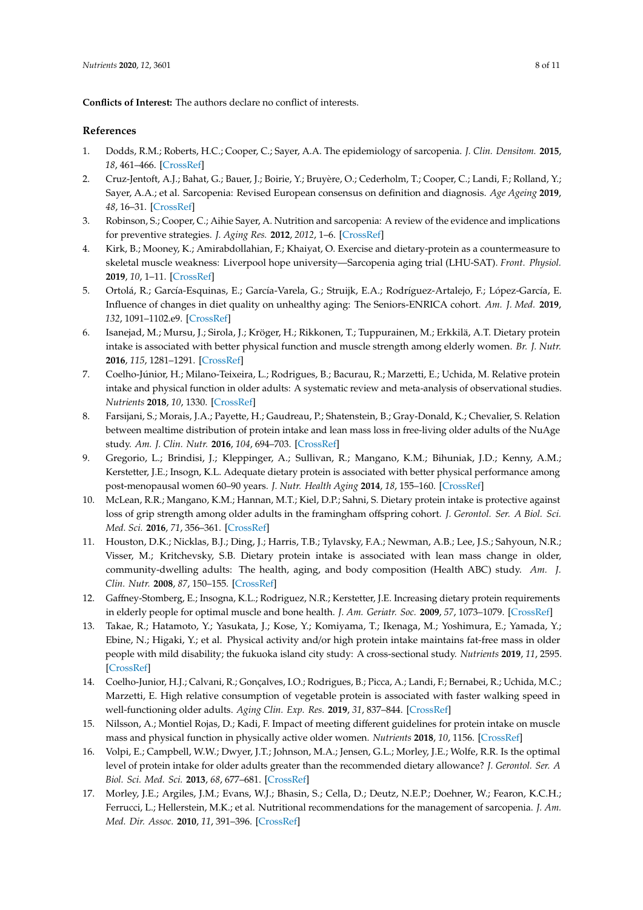**Conflicts of Interest:** The authors declare no conflict of interests.

## References

1. Dodds, R.M.; Roberts, H.C.; Cooper, C.; Sayer, A.A. The epidemiology of sarcopenia. *J. Clin. Densitom.* **2015**, *18*, 461–466. [CrossRef]
2. Cruz-Jentoft, A.J.; Bahat, G.; Bauer, J.; Boirie, Y.; Bruyère, O.; Cederholm, T.; Cooper, C.; Landi, F.; Rolland, Y.; Sayer, A.A.; et al. Sarcopenia: Revised European consensus on definition and diagnosis. *Age Ageing* **2019**, *48*, 16–31. [CrossRef]
3. Robinson, S.; Cooper, C.; Aihie Sayer, A. Nutrition and sarcopenia: A review of the evidence and implications for preventive strategies. *J. Aging Res.* **2012**, *2012*, 1–6. [CrossRef]
4. Kirk, B.; Mooney, K.; Amirabdollahian, F.; Khaiyat, O. Exercise and dietary-protein as a countermeasure to skeletal muscle weakness: Liverpool hope university—Sarcopenia aging trial (LHU-SAT). *Front. Physiol.* **2019**, *10*, 1–11. [CrossRef]
5. Ortolá, R.; García-Esquinas, E.; García-Varela, G.; Struijk, E.A.; Rodríguez-Artalejo, F.; López-García, E. Influence of changes in diet quality on unhealthy aging: The Seniors-ENRICA cohort. *Am. J. Med.* **2019**, *132*, 1091–1102.e9. [CrossRef]
6. Isanejad, M.; Mursu, J.; Sirola, J.; Kröger, H.; Rikkonen, T.; Tuppurainen, M.; Erkkilä, A.T. Dietary protein intake is associated with better physical function and muscle strength among elderly women. *Br. J. Nutr.* **2016**, *115*, 1281–1291. [CrossRef]
7. Coelho-Júnior, H.; Milano-Teixeira, L.; Rodrigues, B.; Bacurau, R.; Marzetti, E.; Uchida, M. Relative protein intake and physical function in older adults: A systematic review and meta-analysis of observational studies. *Nutrients* **2018**, *10*, 1330. [CrossRef]
8. Farsijani, S.; Morais, J.A.; Payette, H.; Gaudreau, P.; Shatenstein, B.; Gray-Donald, K.; Chevalier, S. Relation between mealtime distribution of protein intake and lean mass loss in free-living older adults of the NuAge study. *Am. J. Clin. Nutr.* **2016**, *104*, 694–703. [CrossRef]
9. Gregorio, L.; Brindisi, J.; Kleppinger, A.; Sullivan, R.; Mangano, K.M.; Bihuniak, J.D.; Kenny, A.M.; Kerstetter, J.E.; Insogn, K.L. Adequate dietary protein is associated with better physical performance among post-menopausal women 60–90 years. *J. Nutr. Health Aging* **2014**, *18*, 155–160. [CrossRef]
10. McLean, R.R.; Mangano, K.M.; Hannan, M.T.; Kiel, D.P.; Sahni, S. Dietary protein intake is protective against loss of grip strength among older adults in the framingham offspring cohort. *J. Gerontol. Ser. A Biol. Sci. Med. Sci.* **2016**, *71*, 356–361. [CrossRef]
11. Houston, D.K.; Nicklas, B.J.; Ding, J.; Harris, T.B.; Tylavsky, F.A.; Newman, A.B.; Lee, J.S.; Sahyoun, N.R.; Visser, M.; Kritchevsky, S.B. Dietary protein intake is associated with lean mass change in older, community-dwelling adults: The health, aging, and body composition (Health ABC) study. *Am. J. Clin. Nutr.* **2008**, *87*, 150–155. [CrossRef]
12. Gaffney-Stomberg, E.; Insogna, K.L.; Rodriguez, N.R.; Kerstetter, J.E. Increasing dietary protein requirements in elderly people for optimal muscle and bone health. *J. Am. Geriatr. Soc.* **2009**, *57*, 1073–1079. [CrossRef]
13. Takae, R.; Hatamoto, Y.; Yasukata, J.; Kose, Y.; Komiyama, T.; Ikenaga, M.; Yoshimura, E.; Yamada, Y.; Ebine, N.; Higaki, Y.; et al. Physical activity and/or high protein intake maintains fat-free mass in older people with mild disability; the fukuoka island city study: A cross-sectional study. *Nutrients* **2019**, *11*, 2595. [CrossRef]
14. Coelho-Junior, H.J.; Calvani, R.; Gonçalves, I.O.; Rodrigues, B.; Picca, A.; Landi, F.; Bernabei, R.; Uchida, M.C.; Marzetti, E. High relative consumption of vegetable protein is associated with faster walking speed in well-functioning older adults. *Aging Clin. Exp. Res.* **2019**, *31*, 837–844. [CrossRef]
15. Nilsson, A.; Montiel Rojas, D.; Kadi, F. Impact of meeting different guidelines for protein intake on muscle mass and physical function in physically active older women. *Nutrients* **2018**, *10*, 1156. [CrossRef]
16. Volpi, E.; Campbell, W.W.; Dwyer, J.T.; Johnson, M.A.; Jensen, G.L.; Morley, J.E.; Wolfe, R.R. Is the optimal level of protein intake for older adults greater than the recommended dietary allowance? *J. Gerontol. Ser. A Biol. Sci. Med. Sci.* **2013**, *68*, 677–681. [CrossRef]
17. Morley, J.E.; Argiles, J.M.; Evans, W.J.; Bhasin, S.; Cella, D.; Deutz, N.E.P.; Doehner, W.; Fearon, K.C.H.; Ferrucci, L.; Hellerstein, M.K.; et al. Nutritional recommendations for the management of sarcopenia. *J. Am. Med. Dir. Assoc.* **2010**, *11*, 391–396. [CrossRef]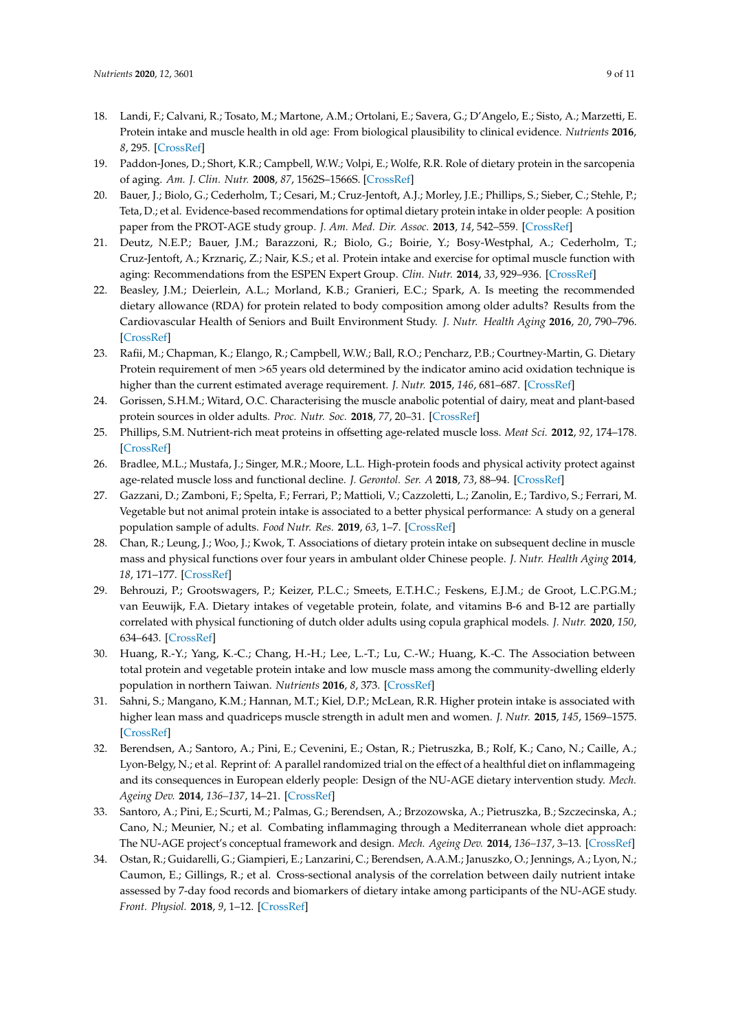18. Landi, F.; Calvani, R.; Tosato, M.; Martone, A.M.; Ortolani, E.; Savera, G.; D'Angelo, E.; Sisto, A.; Marzetti, E. Protein intake and muscle health in old age: From biological plausibility to clinical evidence. *Nutrients* **2016**, *8*, 295. [CrossRef]
19. Paddon-Jones, D.; Short, K.R.; Campbell, W.W.; Volpi, E.; Wolfe, R.R. Role of dietary protein in the sarcopenia of aging. *Am. J. Clin. Nutr.* **2008**, *87*, 1562S–1566S. [CrossRef]
20. Bauer, J.; Biolo, G.; Cederholm, T.; Cesari, M.; Cruz-Jentoft, A.J.; Morley, J.E.; Phillips, S.; Sieber, C.; Stehle, P.; Teta, D.; et al. Evidence-based recommendations for optimal dietary protein intake in older people: A position paper from the PROT-AGE study group. *J. Am. Med. Dir. Assoc.* **2013**, *14*, 542–559. [CrossRef]
21. Deutz, N.E.P.; Bauer, J.M.; Barazzoni, R.; Biolo, G.; Boirie, Y.; Bosy-Westphal, A.; Cederholm, T.; Cruz-Jentoft, A.; Krznariç, Z.; Nair, K.S.; et al. Protein intake and exercise for optimal muscle function with aging: Recommendations from the ESPEN Expert Group. *Clin. Nutr.* **2014**, *33*, 929–936. [CrossRef]
22. Beasley, J.M.; Deierlein, A.L.; Morland, K.B.; Granieri, E.C.; Spark, A. Is meeting the recommended dietary allowance (RDA) for protein related to body composition among older adults? Results from the Cardiovascular Health of Seniors and Built Environment Study. *J. Nutr. Health Aging* **2016**, *20*, 790–796. [CrossRef]
23. Rafii, M.; Chapman, K.; Elango, R.; Campbell, W.W.; Ball, R.O.; Pencharz, P.B.; Courtney-Martin, G. Dietary Protein requirement of men >65 years old determined by the indicator amino acid oxidation technique is higher than the current estimated average requirement. *J. Nutr.* **2015**, *146*, 681–687. [CrossRef]
24. Gorissen, S.H.M.; Witard, O.C. Characterising the muscle anabolic potential of dairy, meat and plant-based protein sources in older adults. *Proc. Nutr. Soc.* **2018**, *77*, 20–31. [CrossRef]
25. Phillips, S.M. Nutrient-rich meat proteins in offsetting age-related muscle loss. *Meat Sci.* **2012**, *92*, 174–178. [CrossRef]
26. Bradlee, M.L.; Mustafa, J.; Singer, M.R.; Moore, L.L. High-protein foods and physical activity protect against age-related muscle loss and functional decline. *J. Gerontol. Ser. A* **2018**, *73*, 88–94. [CrossRef]
27. Gazzani, D.; Zamboni, F.; Spelta, F.; Ferrari, P.; Mattioli, V.; Cazzoletti, L.; Zanolin, E.; Tardivo, S.; Ferrari, M. Vegetable but not animal protein intake is associated to a better physical performance: A study on a general population sample of adults. *Food Nutr. Res.* **2019**, *63*, 1–7. [CrossRef]
28. Chan, R.; Leung, J.; Woo, J.; Kwok, T. Associations of dietary protein intake on subsequent decline in muscle mass and physical functions over four years in ambulant older Chinese people. *J. Nutr. Health Aging* **2014**, *18*, 171–177. [CrossRef]
29. Behrouzi, P.; Grootswagers, P.; Keizer, P.L.C.; Smeets, E.T.H.C.; Feskens, E.J.M.; de Groot, L.C.P.G.M.; van Eeuwijk, F.A. Dietary intakes of vegetable protein, folate, and vitamins B-6 and B-12 are partially correlated with physical functioning of dutch older adults using copula graphical models. *J. Nutr.* **2020**, *150*, 634–643. [CrossRef]
30. Huang, R.-Y.; Yang, K.-C.; Chang, H.-H.; Lee, L.-T.; Lu, C.-W.; Huang, K.-C. The Association between total protein and vegetable protein intake and low muscle mass among the community-dwelling elderly population in northern Taiwan. *Nutrients* **2016**, *8*, 373. [CrossRef]
31. Sahni, S.; Mangano, K.M.; Hannan, M.T.; Kiel, D.P.; McLean, R.R. Higher protein intake is associated with higher lean mass and quadriceps muscle strength in adult men and women. *J. Nutr.* **2015**, *145*, 1569–1575. [CrossRef]
32. Berendsen, A.; Santoro, A.; Pini, E.; Cevenini, E.; Ostan, R.; Pietruszka, B.; Rolf, K.; Cano, N.; Caille, A.; Lyon-Belgy, N.; et al. Reprint of: A parallel randomized trial on the effect of a healthful diet on inflammageing and its consequences in European elderly people: Design of the NU-AGE dietary intervention study. *Mech. Ageing Dev.* **2014**, *136–137*, 14–21. [CrossRef]
33. Santoro, A.; Pini, E.; Scurti, M.; Palmas, G.; Berendsen, A.; Brzozowska, A.; Pietruszka, B.; Szczecinska, A.; Cano, N.; Meunier, N.; et al. Combating inflammaging through a Mediterranean whole diet approach: The NU-AGE project's conceptual framework and design. *Mech. Ageing Dev.* **2014**, *136–137*, 3–13. [CrossRef]
34. Ostan, R.; Guidarelli, G.; Giampieri, E.; Lanzarini, C.; Berendsen, A.A.M.; Januszko, O.; Jennings, A.; Lyon, N.; Caumon, E.; Gillings, R.; et al. Cross-sectional analysis of the correlation between daily nutrient intake assessed by 7-day food records and biomarkers of dietary intake among participants of the NU-AGE study. *Front. Physiol.* **2018**, *9*, 1–12. [CrossRef]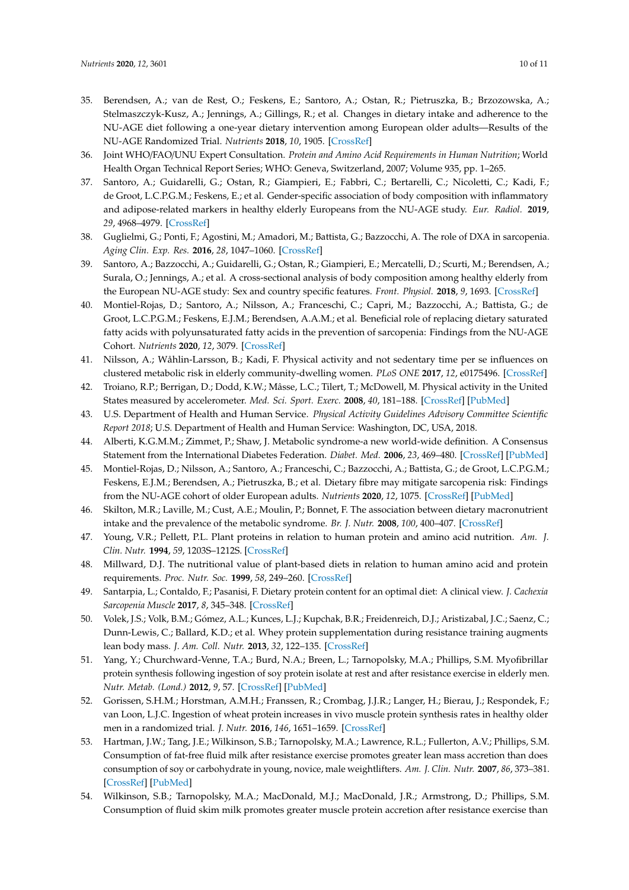35. Berendsen, A.; van de Rest, O.; Feskens, E.; Santoro, A.; Ostan, R.; Pietruszka, B.; Brzozowska, A.; Stelmaszczyk-Kusz, A.; Jennings, A.; Gillings, R.; et al. Changes in dietary intake and adherence to the NU-AGE diet following a one-year dietary intervention among European older adults—Results of the NU-AGE Randomized Trial. *Nutrients* **2018**, *10*, 1905. [CrossRef]
36. Joint WHO/FAO/UNU Expert Consultation. *Protein and Amino Acid Requirements in Human Nutrition*; World Health Organ Technical Report Series; WHO: Geneva, Switzerland, 2007; Volume 935, pp. 1–265.
37. Santoro, A.; Guidarelli, G.; Ostan, R.; Giampieri, E.; Fabbri, C.; Bertarelli, C.; Nicoletti, C.; Kadi, F.; de Groot, L.C.P.G.M.; Feskens, E.; et al. Gender-specific association of body composition with inflammatory and adipose-related markers in healthy elderly Europeans from the NU-AGE study. *Eur. Radiol.* **2019**, *29*, 4968–4979. [CrossRef]
38. Guglielmi, G.; Ponti, F.; Agostini, M.; Amadori, M.; Battista, G.; Bazzocchi, A. The role of DXA in sarcopenia. *Aging Clin. Exp. Res.* **2016**, *28*, 1047–1060. [CrossRef]
39. Santoro, A.; Bazzocchi, A.; Guidarelli, G.; Ostan, R.; Giampieri, E.; Mercatelli, D.; Scurti, M.; Berendsen, A.; Surala, O.; Jennings, A.; et al. A cross-sectional analysis of body composition among healthy elderly from the European NU-AGE study: Sex and country specific features. *Front. Physiol.* **2018**, *9*, 1693. [CrossRef]
40. Montiel-Rojas, D.; Santoro, A.; Nilsson, A.; Franceschi, C.; Capri, M.; Bazzocchi, A.; Battista, G.; de Groot, L.C.P.G.M.; Feskens, E.J.M.; Berendsen, A.A.M.; et al. Beneficial role of replacing dietary saturated fatty acids with polyunsaturated fatty acids in the prevention of sarcopenia: Findings from the NU-AGE Cohort. *Nutrients* **2020**, *12*, 3079. [CrossRef]
41. Nilsson, A.; Wåhlin-Larsson, B.; Kadi, F. Physical activity and not sedentary time per se influences on clustered metabolic risk in elderly community-dwelling women. *PLoS ONE* **2017**, *12*, e0175496. [CrossRef]
42. Troiano, R.P.; Berrigan, D.; Dodd, K.W.; Mâsse, L.C.; Tilert, T.; McDowell, M. Physical activity in the United States measured by accelerometer. *Med. Sci. Sport. Exerc.* **2008**, *40*, 181–188. [CrossRef] [PubMed]
43. U.S. Department of Health and Human Service. *Physical Activity Guidelines Advisory Committee Scientific Report 2018*; U.S. Department of Health and Human Service: Washington, DC, USA, 2018.
44. Alberti, K.G.M.M.; Zimmet, P.; Shaw, J. Metabolic syndrome-a new world-wide definition. A Consensus Statement from the International Diabetes Federation. *Diabet. Med.* **2006**, *23*, 469–480. [CrossRef] [PubMed]
45. Montiel-Rojas, D.; Nilsson, A.; Santoro, A.; Franceschi, C.; Bazzocchi, A.; Battista, G.; de Groot, L.C.P.G.M.; Feskens, E.J.M.; Berendsen, A.; Pietruszka, B.; et al. Dietary fibre may mitigate sarcopenia risk: Findings from the NU-AGE cohort of older European adults. *Nutrients* **2020**, *12*, 1075. [CrossRef] [PubMed]
46. Skilton, M.R.; Laville, M.; Cust, A.E.; Moulin, P.; Bonnet, F. The association between dietary macronutrient intake and the prevalence of the metabolic syndrome. *Br. J. Nutr.* **2008**, *100*, 400–407. [CrossRef]
47. Young, V.R.; Pellett, P.L. Plant proteins in relation to human protein and amino acid nutrition. *Am. J. Clin. Nutr.* **1994**, *59*, 1203S–1212S. [CrossRef]
48. Millward, D.J. The nutritional value of plant-based diets in relation to human amino acid and protein requirements. *Proc. Nutr. Soc.* **1999**, *58*, 249–260. [CrossRef]
49. Santarpia, L.; Contaldo, F.; Pasanisi, F. Dietary protein content for an optimal diet: A clinical view. *J. Cachexia Sarcopenia Muscle* **2017**, *8*, 345–348. [CrossRef]
50. Volek, J.S.; Volk, B.M.; Gómez, A.L.; Kunces, L.J.; Kupchak, B.R.; Freidenreich, D.J.; Aristizabal, J.C.; Saenz, C.; Dunn-Lewis, C.; Ballard, K.D.; et al. Whey protein supplementation during resistance training augments lean body mass. *J. Am. Coll. Nutr.* **2013**, *32*, 122–135. [CrossRef]
51. Yang, Y.; Churchward-Venne, T.A.; Burd, N.A.; Breen, L.; Tarnopolsky, M.A.; Phillips, S.M. Myofibrillar protein synthesis following ingestion of soy protein isolate at rest and after resistance exercise in elderly men. *Nutr. Metab. (Lond.)* **2012**, *9*, 57. [CrossRef] [PubMed]
52. Gorissen, S.H.M.; Horstman, A.M.H.; Franssen, R.; Crombag, J.J.R.; Langer, H.; Bierau, J.; Respondek, F.; van Loon, L.J.C. Ingestion of wheat protein increases in vivo muscle protein synthesis rates in healthy older men in a randomized trial. *J. Nutr.* **2016**, *146*, 1651–1659. [CrossRef]
53. Hartman, J.W.; Tang, J.E.; Wilkinson, S.B.; Tarnopolsky, M.A.; Lawrence, R.L.; Fullerton, A.V.; Phillips, S.M. Consumption of fat-free fluid milk after resistance exercise promotes greater lean mass accretion than does consumption of soy or carbohydrate in young, novice, male weightlifters. *Am. J. Clin. Nutr.* **2007**, *86*, 373–381. [CrossRef] [PubMed]
54. Wilkinson, S.B.; Tarnopolsky, M.A.; MacDonald, M.J.; MacDonald, J.R.; Armstrong, D.; Phillips, S.M. Consumption of fluid skim milk promotes greater muscle protein accretion after resistance exercise than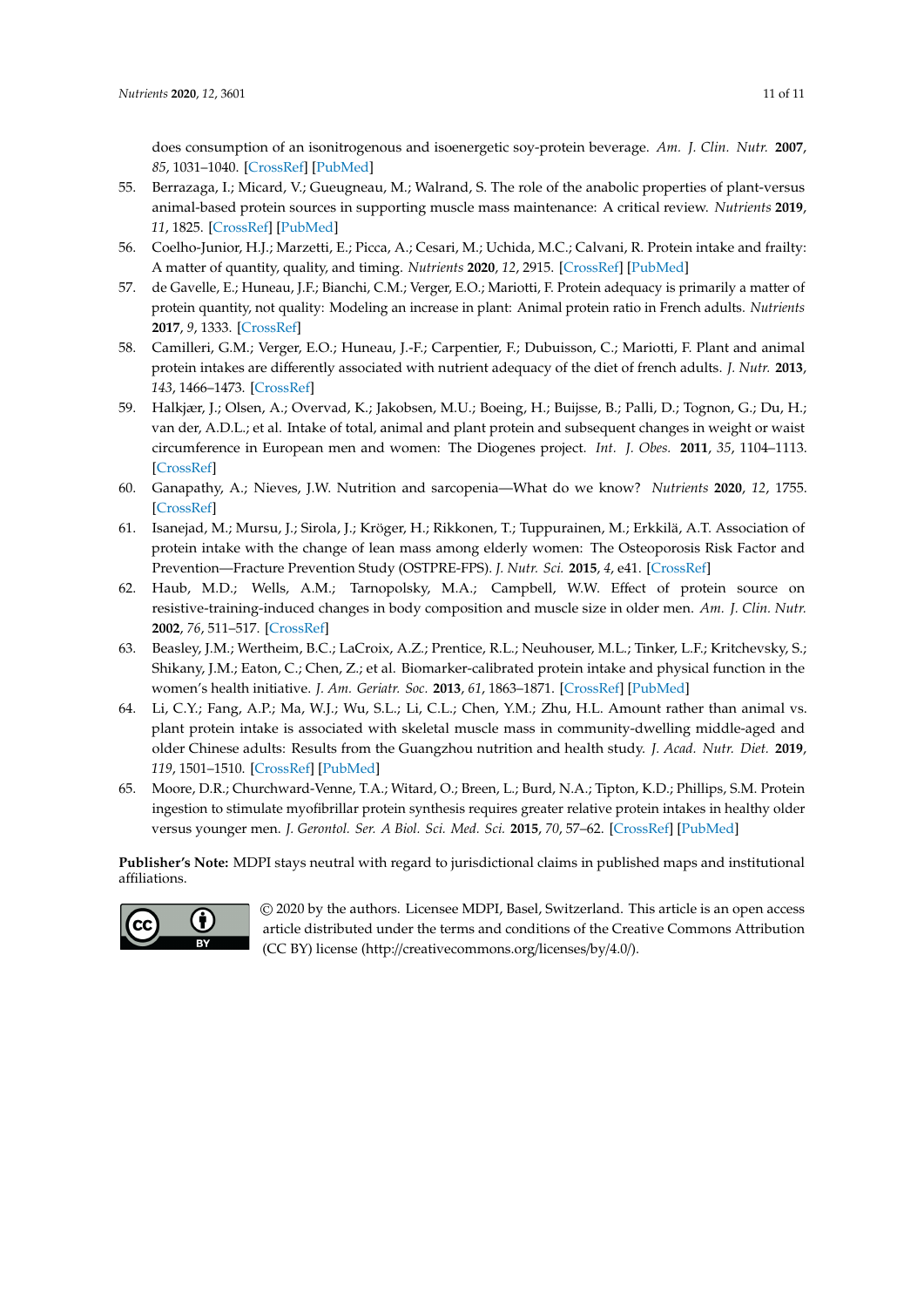does consumption of an isonitrogenous and isoenergetic soy-protein beverage. *Am. J. Clin. Nutr.* **2007**, *85*, 1031–1040. [CrossRef] [PubMed]

55. Berrazaga, I.; Micard, V.; Gueugneau, M.; Walrand, S. The role of the anabolic properties of plant-versus animal-based protein sources in supporting muscle mass maintenance: A critical review. *Nutrients* **2019**, *11*, 1825. [CrossRef] [PubMed]
56. Coelho-Junior, H.J.; Marzetti, E.; Picca, A.; Cesari, M.; Uchida, M.C.; Calvani, R. Protein intake and frailty: A matter of quantity, quality, and timing. *Nutrients* **2020**, *12*, 2915. [CrossRef] [PubMed]
57. de Gavelle, E.; Huneau, J.F.; Bianchi, C.M.; Verger, E.O.; Mariotti, F. Protein adequacy is primarily a matter of protein quantity, not quality: Modeling an increase in plant: Animal protein ratio in French adults. *Nutrients* **2017**, *9*, 1333. [CrossRef]
58. Camilleri, G.M.; Verger, E.O.; Huneau, J.-F.; Carpentier, F.; Dubuisson, C.; Mariotti, F. Plant and animal protein intakes are differently associated with nutrient adequacy of the diet of french adults. *J. Nutr.* **2013**, *143*, 1466–1473. [CrossRef]
59. Halkjær, J.; Olsen, A.; Overvad, K.; Jakobsen, M.U.; Boeing, H.; Buijsse, B.; Palli, D.; Tognon, G.; Du, H.; van der, A.D.L.; et al. Intake of total, animal and plant protein and subsequent changes in weight or waist circumference in European men and women: The Diogenes project. *Int. J. Obes.* **2011**, *35*, 1104–1113. [CrossRef]
60. Ganapathy, A.; Nieves, J.W. Nutrition and sarcopenia—What do we know? *Nutrients* **2020**, *12*, 1755. [CrossRef]
61. Isanejad, M.; Mursu, J.; Sirola, J.; Kröger, H.; Rikkonen, T.; Tuppurainen, M.; Erkkilä, A.T. Association of protein intake with the change of lean mass among elderly women: The Osteoporosis Risk Factor and Prevention—Fracture Prevention Study (OSTPRE-FPS). *J. Nutr. Sci.* **2015**, *4*, e41. [CrossRef]
62. Haub, M.D.; Wells, A.M.; Tarnopolsky, M.A.; Campbell, W.W. Effect of protein source on resistive-training-induced changes in body composition and muscle size in older men. *Am. J. Clin. Nutr.* **2002**, *76*, 511–517. [CrossRef]
63. Beasley, J.M.; Wertheim, B.C.; LaCroix, A.Z.; Prentice, R.L.; Neuhouser, M.L.; Tinker, L.F.; Kritchevsky, S.; Shikany, J.M.; Eaton, C.; Chen, Z.; et al. Biomarker-calibrated protein intake and physical function in the women's health initiative. *J. Am. Geriatr. Soc.* **2013**, *61*, 1863–1871. [CrossRef] [PubMed]
64. Li, C.Y.; Fang, A.P.; Ma, W.J.; Wu, S.L.; Li, C.L.; Chen, Y.M.; Zhu, H.L. Amount rather than animal vs. plant protein intake is associated with skeletal muscle mass in community-dwelling middle-aged and older Chinese adults: Results from the Guangzhou nutrition and health study. *J. Acad. Nutr. Diet.* **2019**, *119*, 1501–1510. [CrossRef] [PubMed]
65. Moore, D.R.; Churchward-Venne, T.A.; Witard, O.; Breen, L.; Burd, N.A.; Tipton, K.D.; Phillips, S.M. Protein ingestion to stimulate myofibrillar protein synthesis requires greater relative protein intakes in healthy older versus younger men. *J. Gerontol. Ser. A Biol. Sci. Med. Sci.* **2015**, *70*, 57–62. [CrossRef] [PubMed]

**Publisher's Note:** MDPI stays neutral with regard to jurisdictional claims in published maps and institutional affiliations.

© 2020 by the authors. Licensee MDPI, Basel, Switzerland. This article is an open access article distributed under the terms and conditions of the Creative Commons Attribution (CC BY) license (http://creativecommons.org/licenses/by/4.0/).